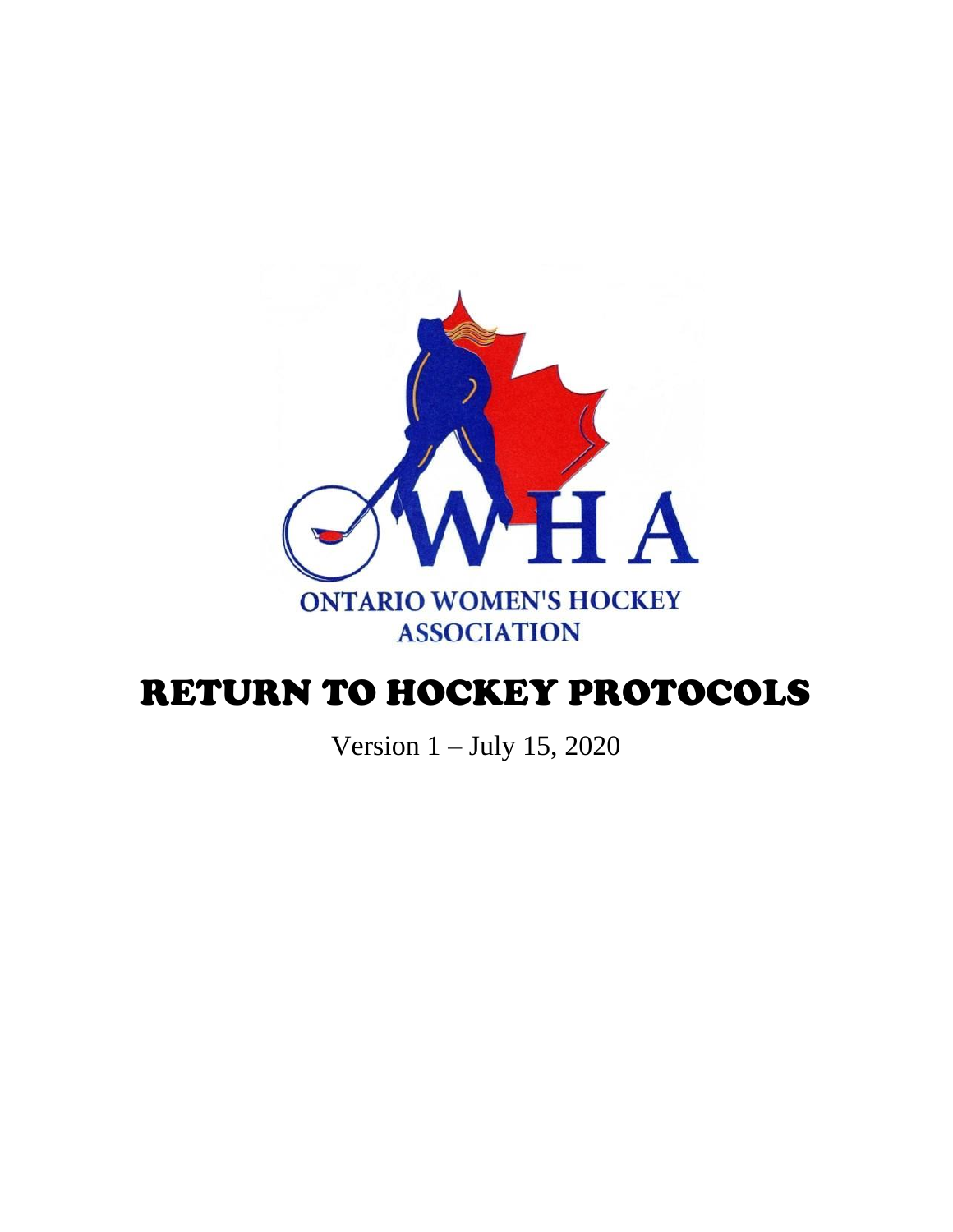OWHA

ONTARIO WOMEN'S HOCKEY ASSOCIATION

# RETURN TO HOCKEY PROTOCOLS

Version 1 – July 15, 2020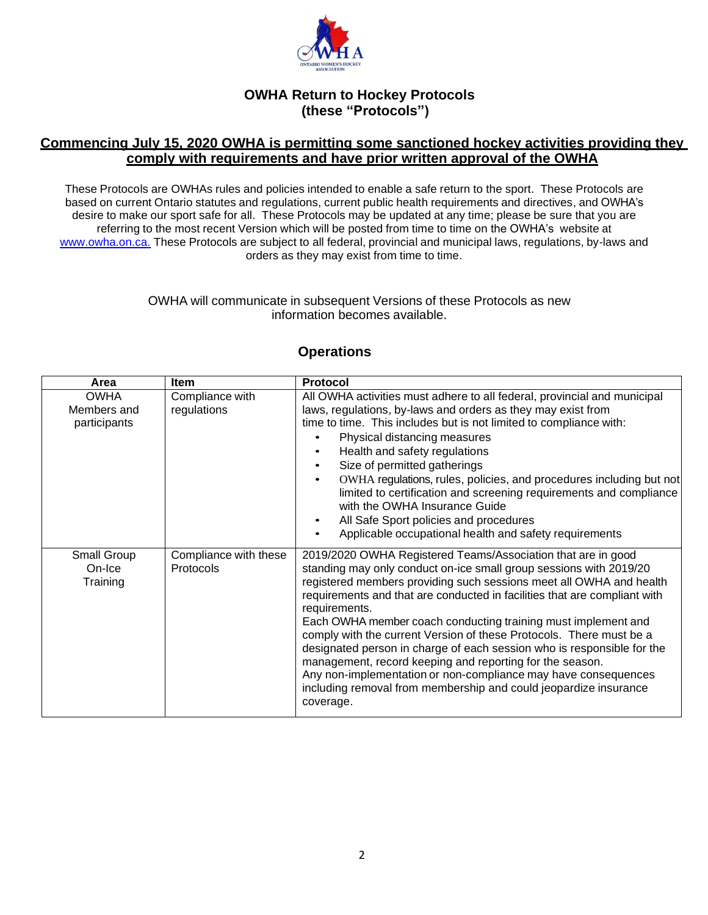# OWHA Return to Hockey Protocols (these "Protocols")

**Commencing July 15, 2020 OWHA is permitting some sanctioned hockey activities providing they comply with requirements and have prior written approval of the OWHA**

These Protocols are OWHAs rules and policies intended to enable a safe return to the sport. These Protocols are based on current Ontario statutes and regulations, current public health requirements and directives, and OWHA's desire to make our sport safe for all. These Protocols may be updated at any time; please be sure that you are referring to the most recent Version which will be posted from time to time on the OWHA's website at www.owha.on.ca. These Protocols are subject to all federal, provincial and municipal laws, regulations, by-laws and orders as they may exist from time to time.

OWHA will communicate in subsequent Versions of these Protocols as new information becomes available.

## Operations

| Area | Item | Protocol |
| --- | --- | --- |
| OWHA Members and participants | Compliance with regulations | All OWHA activities must adhere to all federal, provincial and municipal laws, regulations, by-laws and orders as they may exist from time to time. This includes but is not limited to compliance with: <br>• Physical distancing measures <br>• Health and safety regulations <br>• Size of permitted gatherings <br>• OWHA regulations, rules, policies, and procedures including but not limited to certification and screening requirements and compliance with the OWHA Insurance Guide <br>• All Safe Sport policies and procedures <br>• Applicable occupational health and safety requirements |
| Small Group On-Ice Training | Compliance with these Protocols | 2019/2020 OWHA Registered Teams/Association that are in good standing may only conduct on-ice small group sessions with 2019/20 registered members providing such sessions meet all OWHA and health requirements and that are conducted in facilities that are compliant with requirements. <br>Each OWHA member coach conducting training must implement and comply with the current Version of these Protocols. There must be a designated person in charge of each session who is responsible for the management, record keeping and reporting for the season. <br>Any non-implementation or non-compliance may have consequences including removal from membership and could jeopardize insurance coverage. |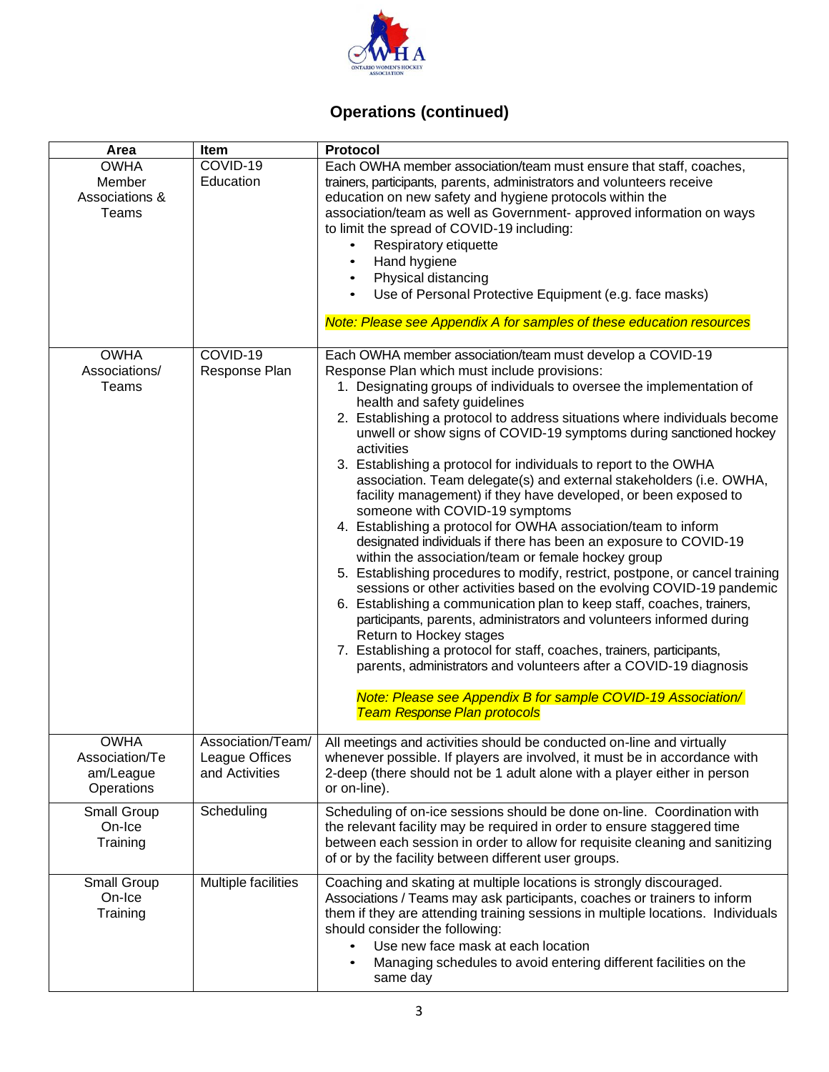## Operations (continued)

| Area | Item | Protocol |
|---|---|---|
| OWHA Member Associations & Teams | COVID-19 Education | Each OWHA member association/team must ensure that staff, coaches, trainers, participants, parents, administrators and volunteers receive education on new safety and hygiene protocols within the association/team as well as Government- approved information on ways to limit the spread of COVID-19 including:<br>• Respiratory etiquette<br>• Hand hygiene<br>• Physical distancing<br>• Use of Personal Protective Equipment (e.g. face masks)<br><br>*Note: Please see Appendix A for samples of these education resources* |
| OWHA Associations/ Teams | COVID-19 Response Plan | Each OWHA member association/team must develop a COVID-19 Response Plan which must include provisions:<br>1. Designating groups of individuals to oversee the implementation of health and safety guidelines<br>2. Establishing a protocol to address situations where individuals become unwell or show signs of COVID-19 symptoms during sanctioned hockey activities<br>3. Establishing a protocol for individuals to report to the OWHA association. Team delegate(s) and external stakeholders (i.e. OWHA, facility management) if they have developed, or been exposed to someone with COVID-19 symptoms<br>4. Establishing a protocol for OWHA association/team to inform designated individuals if there has been an exposure to COVID-19 within the association/team or female hockey group<br>5. Establishing procedures to modify, restrict, postpone, or cancel training sessions or other activities based on the evolving COVID-19 pandemic<br>6. Establishing a communication plan to keep staff, coaches, trainers, participants, parents, administrators and volunteers informed during Return to Hockey stages<br>7. Establishing a protocol for staff, coaches, trainers, participants, parents, administrators and volunteers after a COVID-19 diagnosis<br><br>*Note: Please see Appendix B for sample COVID-19 Association/ Team Response Plan protocols* |
| OWHA Association/Team/League Operations | Association/Team/ League Offices and Activities | All meetings and activities should be conducted on-line and virtually whenever possible. If players are involved, it must be in accordance with 2-deep (there should not be 1 adult alone with a player either in person or on-line). |
| Small Group On-Ice Training | Scheduling | Scheduling of on-ice sessions should be done on-line. Coordination with the relevant facility may be required in order to ensure staggered time between each session in order to allow for requisite cleaning and sanitizing of or by the facility between different user groups. |
| Small Group On-Ice Training | Multiple facilities | Coaching and skating at multiple locations is strongly discouraged. Associations / Teams may ask participants, coaches or trainers to inform them if they are attending training sessions in multiple locations. Individuals should consider the following:<br>• Use new face mask at each location<br>• Managing schedules to avoid entering different facilities on the same day |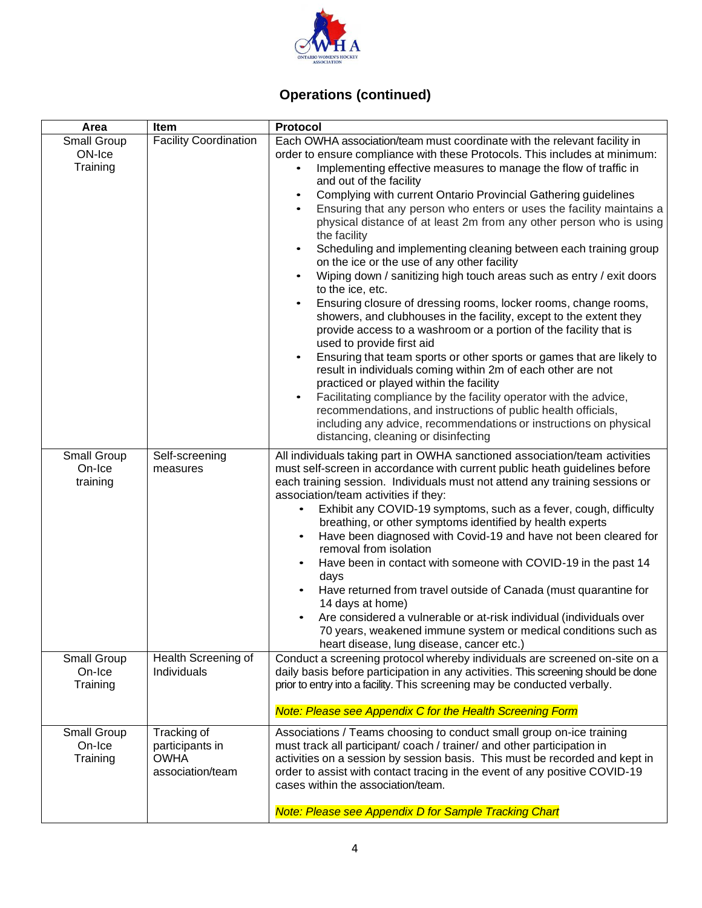## Operations (continued)

| Area | Item | Protocol |
|---|---|---|
| Small Group ON-Ice Training | Facility Coordination | Each OWHA association/team must coordinate with the relevant facility in order to ensure compliance with these Protocols. This includes at minimum:<br>• Implementing effective measures to manage the flow of traffic in and out of the facility<br>• Complying with current Ontario Provincial Gathering guidelines<br>• Ensuring that any person who enters or uses the facility maintains a physical distance of at least 2m from any other person who is using the facility<br>• Scheduling and implementing cleaning between each training group on the ice or the use of any other facility<br>• Wiping down / sanitizing high touch areas such as entry / exit doors to the ice, etc.<br>• Ensuring closure of dressing rooms, locker rooms, change rooms, showers, and clubhouses in the facility, except to the extent they provide access to a washroom or a portion of the facility that is used to provide first aid<br>• Ensuring that team sports or other sports or games that are likely to result in individuals coming within 2m of each other are not practiced or played within the facility<br>• Facilitating compliance by the facility operator with the advice, recommendations, and instructions of public health officials, including any advice, recommendations or instructions on physical distancing, cleaning or disinfecting |
| Small Group On-Ice training | Self-screening measures | All individuals taking part in OWHA sanctioned association/team activities must self-screen in accordance with current public heath guidelines before each training session. Individuals must not attend any training sessions or association/team activities if they:<br>• Exhibit any COVID-19 symptoms, such as a fever, cough, difficulty breathing, or other symptoms identified by health experts<br>• Have been diagnosed with Covid-19 and have not been cleared for removal from isolation<br>• Have been in contact with someone with COVID-19 in the past 14 days<br>• Have returned from travel outside of Canada (must quarantine for 14 days at home)<br>• Are considered a vulnerable or at-risk individual (individuals over 70 years, weakened immune system or medical conditions such as heart disease, lung disease, cancer etc.) |
| Small Group On-Ice Training | Health Screening of Individuals | Conduct a screening protocol whereby individuals are screened on-site on a daily basis before participation in any activities. This screening should be done prior to entry into a facility. This screening may be conducted verbally.<br><br>*Note: Please see Appendix C for the Health Screening Form* |
| Small Group On-Ice Training | Tracking of participants in OWHA association/team | Associations / Teams choosing to conduct small group on-ice training must track all participant/ coach / trainer/ and other participation in activities on a session by session basis. This must be recorded and kept in order to assist with contact tracing in the event of any positive COVID-19 cases within the association/team.<br><br>*Note: Please see Appendix D for Sample Tracking Chart* |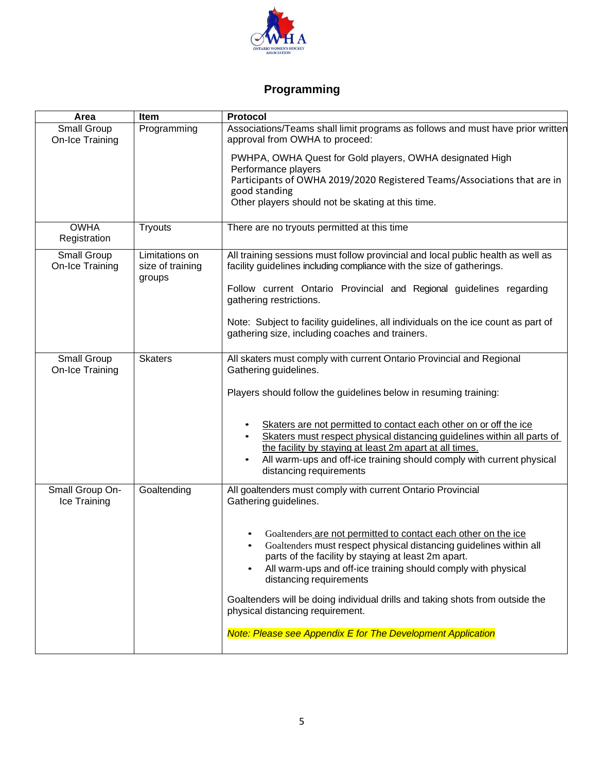# Programming

| Area | Item | Protocol |
|---|---|---|
| Small Group On-Ice Training | Programming | Associations/Teams shall limit programs as follows and must have prior written approval from OWHA to proceed:<br><br>PWHPA, OWHA Quest for Gold players, OWHA designated High Performance players<br>Participants of OWHA 2019/2020 Registered Teams/Associations that are in good standing<br>Other players should not be skating at this time. |
| OWHA Registration | Tryouts | There are no tryouts permitted at this time |
| Small Group On-Ice Training | Limitations on size of training groups | All training sessions must follow provincial and local public health as well as facility guidelines including compliance with the size of gatherings.<br><br>Follow current Ontario Provincial and Regional guidelines regarding gathering restrictions.<br><br>Note: Subject to facility guidelines, all individuals on the ice count as part of gathering size, including coaches and trainers. |
| Small Group On-Ice Training | Skaters | All skaters must comply with current Ontario Provincial and Regional Gathering guidelines.<br><br>Players should follow the guidelines below in resuming training:<br><br>• <u>Skaters are not permitted to contact each other on or off the ice</u><br>• <u>Skaters must respect physical distancing guidelines within all parts of the facility by staying at least 2m apart at all times.</u><br>• All warm-ups and off-ice training should comply with current physical distancing requirements |
| Small Group On-Ice Training | Goaltending | All goaltenders must comply with current Ontario Provincial Gathering guidelines.<br><br>• Goaltenders <u>are not permitted to contact each other on the ice</u><br>• Goaltenders must respect physical distancing guidelines within all parts of the facility by staying at least 2m apart.<br>• All warm-ups and off-ice training should comply with physical distancing requirements<br><br>Goaltenders will be doing individual drills and taking shots from outside the physical distancing requirement.<br><br>*Note: Please see Appendix E for The Development Application* |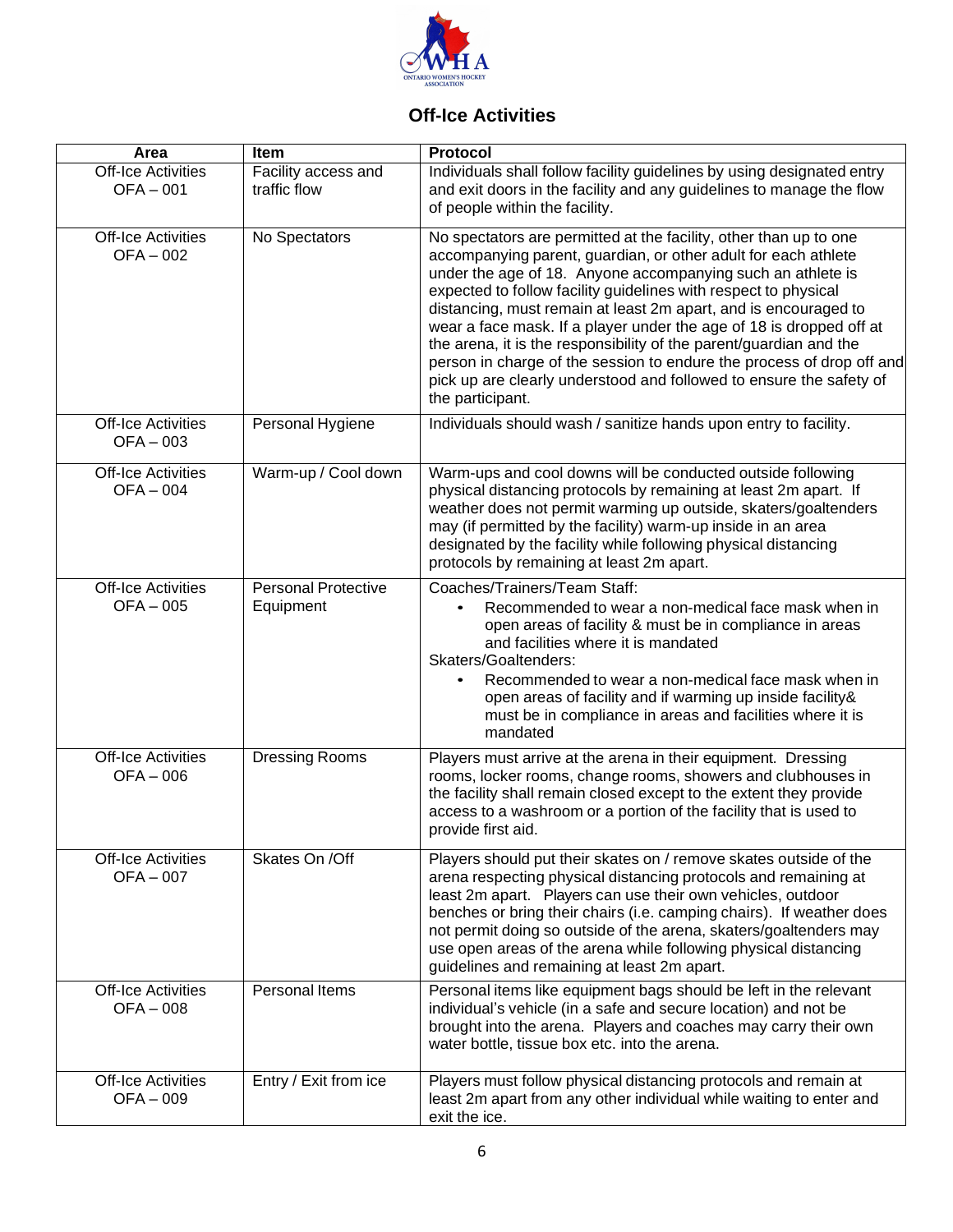## Off-Ice Activities

| Area | Item | Protocol |
|---|---|---|
| Off-Ice Activities OFA – 001 | Facility access and traffic flow | Individuals shall follow facility guidelines by using designated entry and exit doors in the facility and any guidelines to manage the flow of people within the facility. |
| Off-Ice Activities OFA – 002 | No Spectators | No spectators are permitted at the facility, other than up to one accompanying parent, guardian, or other adult for each athlete under the age of 18. Anyone accompanying such an athlete is expected to follow facility guidelines with respect to physical distancing, must remain at least 2m apart, and is encouraged to wear a face mask. If a player under the age of 18 is dropped off at the arena, it is the responsibility of the parent/guardian and the person in charge of the session to endure the process of drop off and pick up are clearly understood and followed to ensure the safety of the participant. |
| Off-Ice Activities OFA – 003 | Personal Hygiene | Individuals should wash / sanitize hands upon entry to facility. |
| Off-Ice Activities OFA – 004 | Warm-up / Cool down | Warm-ups and cool downs will be conducted outside following physical distancing protocols by remaining at least 2m apart. If weather does not permit warming up outside, skaters/goaltenders may (if permitted by the facility) warm-up inside in an area designated by the facility while following physical distancing protocols by remaining at least 2m apart. |
| Off-Ice Activities OFA – 005 | Personal Protective Equipment | Coaches/Trainers/Team Staff:<br>• Recommended to wear a non-medical face mask when in open areas of facility & must be in compliance in areas and facilities where it is mandated<br>Skaters/Goaltenders:<br>• Recommended to wear a non-medical face mask when in open areas of facility and if warming up inside facility& must be in compliance in areas and facilities where it is mandated |
| Off-Ice Activities OFA – 006 | Dressing Rooms | Players must arrive at the arena in their equipment. Dressing rooms, locker rooms, change rooms, showers and clubhouses in the facility shall remain closed except to the extent they provide access to a washroom or a portion of the facility that is used to provide first aid. |
| Off-Ice Activities OFA – 007 | Skates On /Off | Players should put their skates on / remove skates outside of the arena respecting physical distancing protocols and remaining at least 2m apart. Players can use their own vehicles, outdoor benches or bring their chairs (i.e. camping chairs). If weather does not permit doing so outside of the arena, skaters/goaltenders may use open areas of the arena while following physical distancing guidelines and remaining at least 2m apart. |
| Off-Ice Activities OFA – 008 | Personal Items | Personal items like equipment bags should be left in the relevant individual's vehicle (in a safe and secure location) and not be brought into the arena. Players and coaches may carry their own water bottle, tissue box etc. into the arena. |
| Off-Ice Activities OFA – 009 | Entry / Exit from ice | Players must follow physical distancing protocols and remain at least 2m apart from any other individual while waiting to enter and exit the ice. |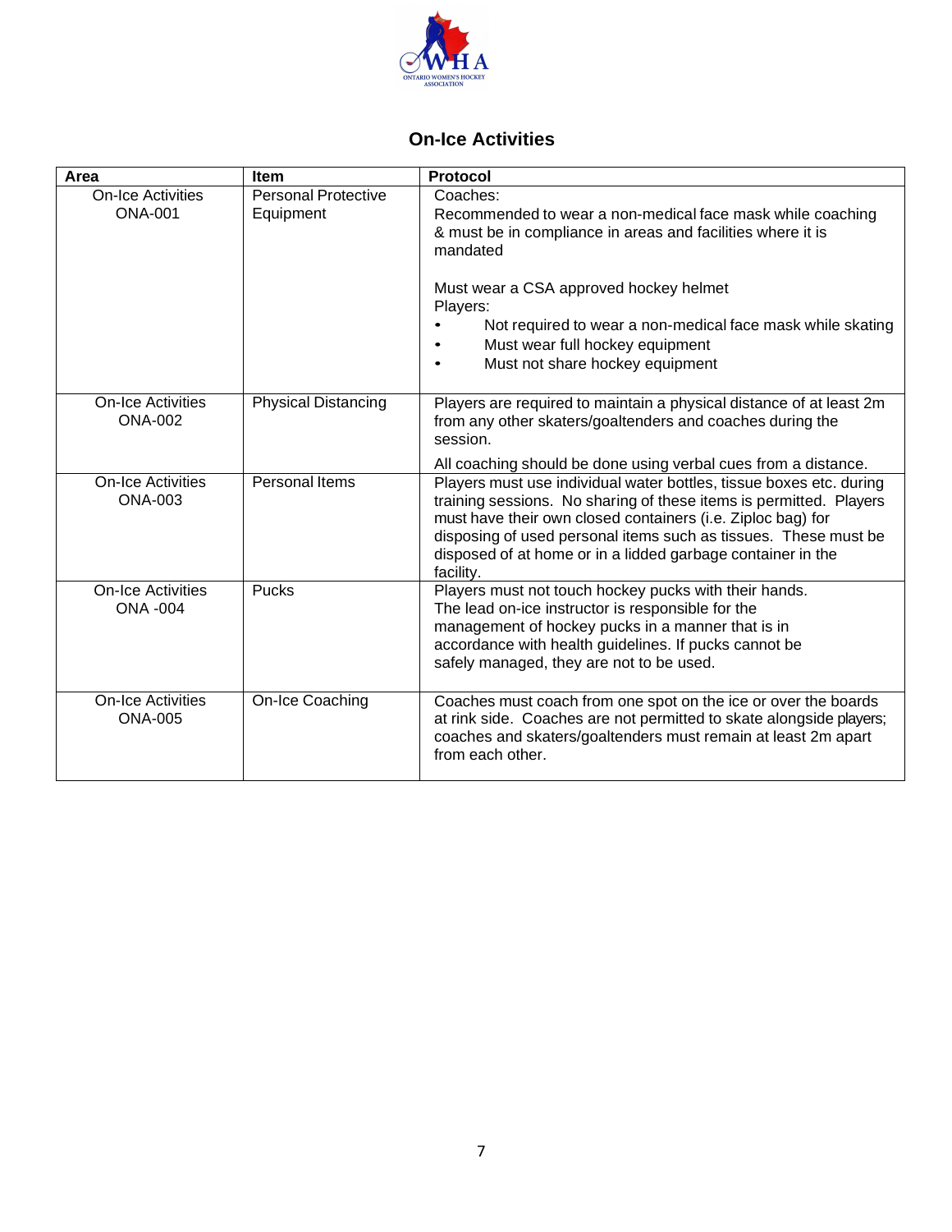# On-Ice Activities

| Area | Item | Protocol |
|---|---|---|
| On-Ice Activities ONA-001 | Personal Protective Equipment | Coaches:<br>Recommended to wear a non-medical face mask while coaching & must be in compliance in areas and facilities where it is mandated<br><br>Must wear a CSA approved hockey helmet<br>Players:<br>• Not required to wear a non-medical face mask while skating<br>• Must wear full hockey equipment<br>• Must not share hockey equipment |
| On-Ice Activities ONA-002 | Physical Distancing | Players are required to maintain a physical distance of at least 2m from any other skaters/goaltenders and coaches during the session.<br><br>All coaching should be done using verbal cues from a distance. |
| On-Ice Activities ONA-003 | Personal Items | Players must use individual water bottles, tissue boxes etc. during training sessions. No sharing of these items is permitted. Players must have their own closed containers (i.e. Ziploc bag) for disposing of used personal items such as tissues. These must be disposed of at home or in a lidded garbage container in the facility. |
| On-Ice Activities ONA -004 | Pucks | Players must not touch hockey pucks with their hands. The lead on-ice instructor is responsible for the management of hockey pucks in a manner that is in accordance with health guidelines. If pucks cannot be safely managed, they are not to be used. |
| On-Ice Activities ONA-005 | On-Ice Coaching | Coaches must coach from one spot on the ice or over the boards at rink side. Coaches are not permitted to skate alongside players; coaches and skaters/goaltenders must remain at least 2m apart from each other. |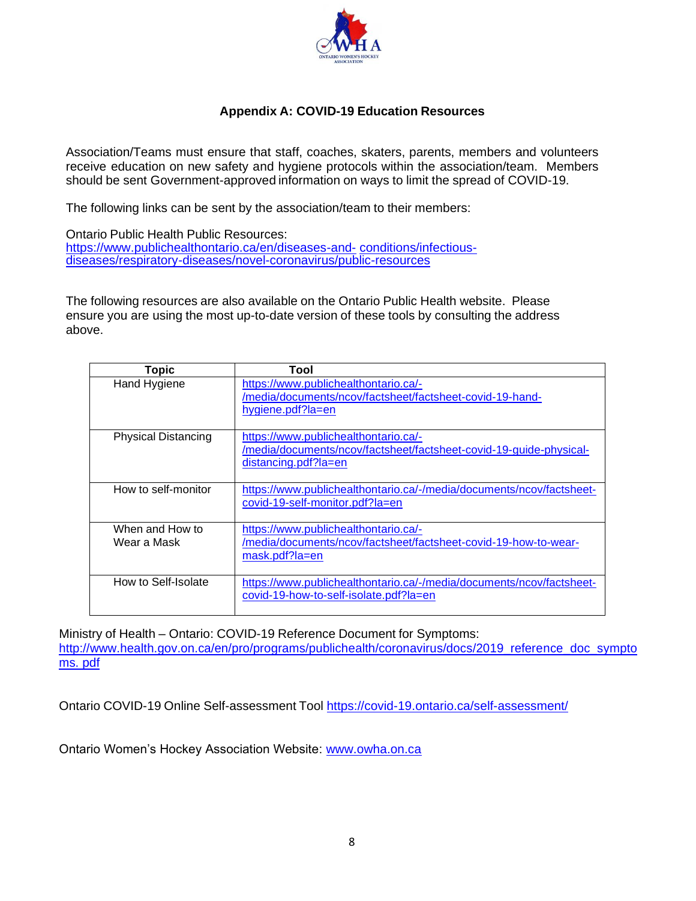## Appendix A: COVID-19 Education Resources

Association/Teams must ensure that staff, coaches, skaters, parents, members and volunteers receive education on new safety and hygiene protocols within the association/team. Members should be sent Government-approved information on ways to limit the spread of COVID-19.

The following links can be sent by the association/team to their members:

Ontario Public Health Public Resources:
https://www.publichealthontario.ca/en/diseases-and- conditions/infectious-diseases/respiratory-diseases/novel-coronavirus/public-resources

The following resources are also available on the Ontario Public Health website. Please ensure you are using the most up-to-date version of these tools by consulting the address above.

| Topic | Tool |
|---|---|
| Hand Hygiene | https://www.publichealthontario.ca/-/media/documents/ncov/factsheet/factsheet-covid-19-hand-hygiene.pdf?la=en |
| Physical Distancing | https://www.publichealthontario.ca/-/media/documents/ncov/factsheet/factsheet-covid-19-guide-physical-distancing.pdf?la=en |
| How to self-monitor | https://www.publichealthontario.ca/-/media/documents/ncov/factsheet-covid-19-self-monitor.pdf?la=en |
| When and How to Wear a Mask | https://www.publichealthontario.ca/-/media/documents/ncov/factsheet/factsheet-covid-19-how-to-wear-mask.pdf?la=en |
| How to Self-Isolate | https://www.publichealthontario.ca/-/media/documents/ncov/factsheet-covid-19-how-to-self-isolate.pdf?la=en |

Ministry of Health – Ontario: COVID-19 Reference Document for Symptoms:
http://www.health.gov.on.ca/en/pro/programs/publichealth/coronavirus/docs/2019_reference_doc_symptoms. pdf

Ontario COVID-19 Online Self-assessment Tool https://covid-19.ontario.ca/self-assessment/

Ontario Women's Hockey Association Website: www.owha.on.ca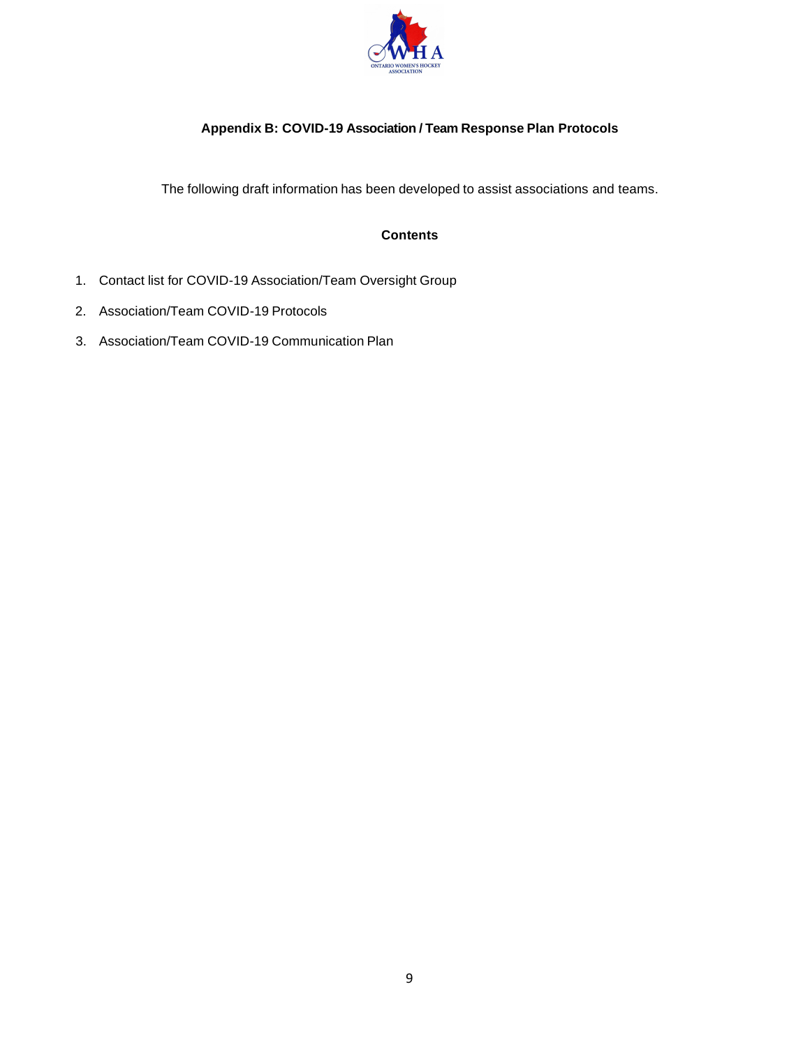## Appendix B: COVID-19 Association / Team Response Plan Protocols

The following draft information has been developed to assist associations and teams.

### Contents

1. Contact list for COVID-19 Association/Team Oversight Group
2. Association/Team COVID-19 Protocols
3. Association/Team COVID-19 Communication Plan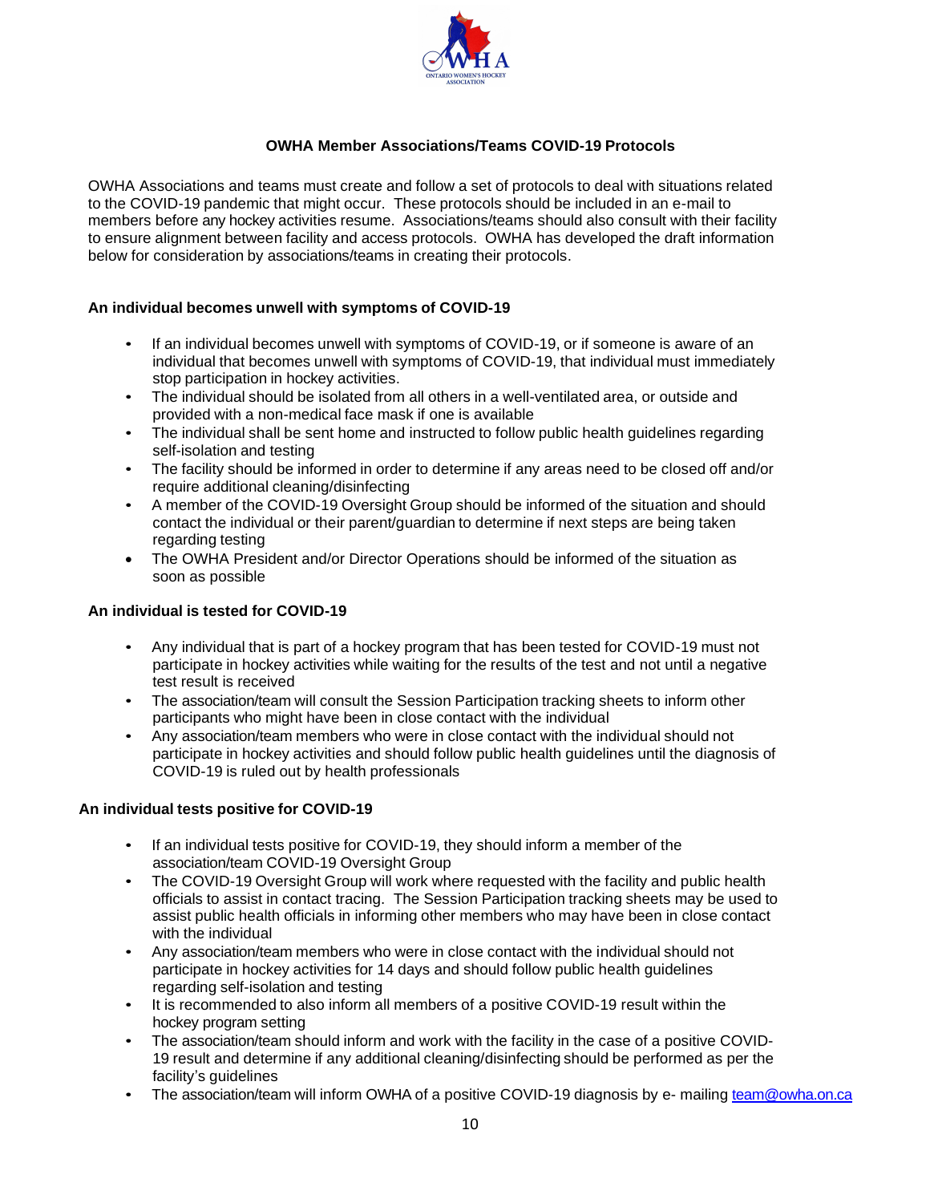## OWHA Member Associations/Teams COVID-19 Protocols

OWHA Associations and teams must create and follow a set of protocols to deal with situations related to the COVID-19 pandemic that might occur. These protocols should be included in an e-mail to members before any hockey activities resume. Associations/teams should also consult with their facility to ensure alignment between facility and access protocols. OWHA has developed the draft information below for consideration by associations/teams in creating their protocols.

### An individual becomes unwell with symptoms of COVID-19

- If an individual becomes unwell with symptoms of COVID-19, or if someone is aware of an individual that becomes unwell with symptoms of COVID-19, that individual must immediately stop participation in hockey activities.
- The individual should be isolated from all others in a well-ventilated area, or outside and provided with a non-medical face mask if one is available
- The individual shall be sent home and instructed to follow public health guidelines regarding self-isolation and testing
- The facility should be informed in order to determine if any areas need to be closed off and/or require additional cleaning/disinfecting
- A member of the COVID-19 Oversight Group should be informed of the situation and should contact the individual or their parent/guardian to determine if next steps are being taken regarding testing
- The OWHA President and/or Director Operations should be informed of the situation as soon as possible

### An individual is tested for COVID-19

- Any individual that is part of a hockey program that has been tested for COVID-19 must not participate in hockey activities while waiting for the results of the test and not until a negative test result is received
- The association/team will consult the Session Participation tracking sheets to inform other participants who might have been in close contact with the individual
- Any association/team members who were in close contact with the individual should not participate in hockey activities and should follow public health guidelines until the diagnosis of COVID-19 is ruled out by health professionals

### An individual tests positive for COVID-19

- If an individual tests positive for COVID-19, they should inform a member of the association/team COVID-19 Oversight Group
- The COVID-19 Oversight Group will work where requested with the facility and public health officials to assist in contact tracing. The Session Participation tracking sheets may be used to assist public health officials in informing other members who may have been in close contact with the individual
- Any association/team members who were in close contact with the individual should not participate in hockey activities for 14 days and should follow public health guidelines regarding self-isolation and testing
- It is recommended to also inform all members of a positive COVID-19 result within the hockey program setting
- The association/team should inform and work with the facility in the case of a positive COVID-19 result and determine if any additional cleaning/disinfecting should be performed as per the facility's guidelines
- The association/team will inform OWHA of a positive COVID-19 diagnosis by e- mailing team@owha.on.ca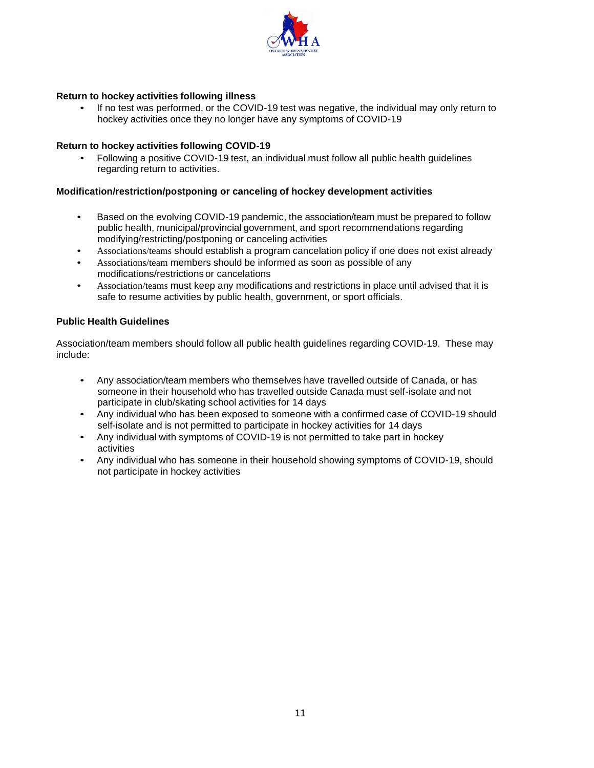**Return to hockey activities following illness**

- If no test was performed, or the COVID-19 test was negative, the individual may only return to hockey activities once they no longer have any symptoms of COVID-19

**Return to hockey activities following COVID-19**

- Following a positive COVID-19 test, an individual must follow all public health guidelines regarding return to activities.

**Modification/restriction/postponing or canceling of hockey development activities**

- Based on the evolving COVID-19 pandemic, the association/team must be prepared to follow public health, municipal/provincial government, and sport recommendations regarding modifying/restricting/postponing or canceling activities
- Associations/teams should establish a program cancelation policy if one does not exist already
- Associations/team members should be informed as soon as possible of any modifications/restrictions or cancelations
- Association/teams must keep any modifications and restrictions in place until advised that it is safe to resume activities by public health, government, or sport officials.

**Public Health Guidelines**

Association/team members should follow all public health guidelines regarding COVID-19. These may include:

- Any association/team members who themselves have travelled outside of Canada, or has someone in their household who has travelled outside Canada must self-isolate and not participate in club/skating school activities for 14 days
- Any individual who has been exposed to someone with a confirmed case of COVID-19 should self-isolate and is not permitted to participate in hockey activities for 14 days
- Any individual with symptoms of COVID-19 is not permitted to take part in hockey activities
- Any individual who has someone in their household showing symptoms of COVID-19, should not participate in hockey activities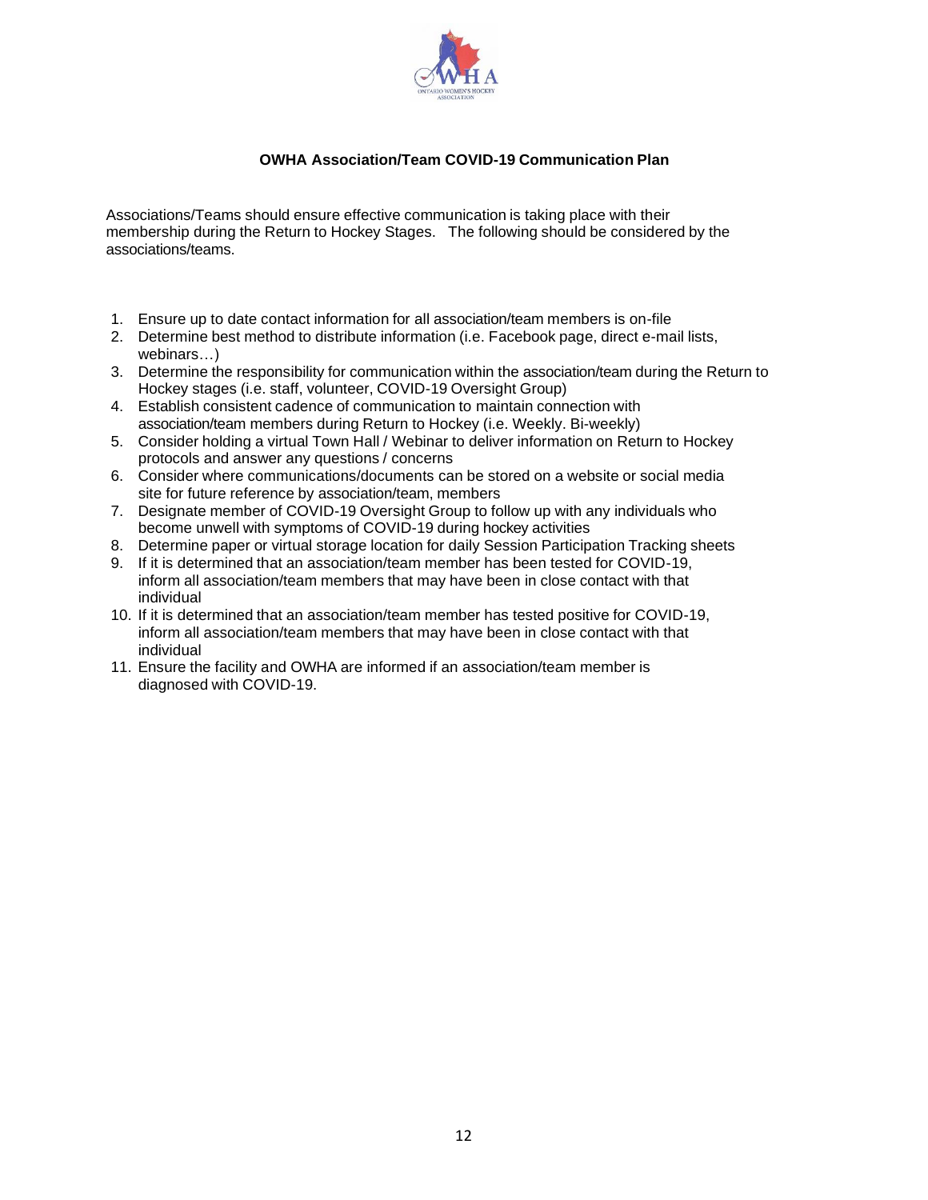**OWHA Association/Team COVID-19 Communication Plan**

Associations/Teams should ensure effective communication is taking place with their membership during the Return to Hockey Stages. The following should be considered by the associations/teams.

1. Ensure up to date contact information for all association/team members is on-file
2. Determine best method to distribute information (i.e. Facebook page, direct e-mail lists, webinars…)
3. Determine the responsibility for communication within the association/team during the Return to Hockey stages (i.e. staff, volunteer, COVID-19 Oversight Group)
4. Establish consistent cadence of communication to maintain connection with association/team members during Return to Hockey (i.e. Weekly. Bi-weekly)
5. Consider holding a virtual Town Hall / Webinar to deliver information on Return to Hockey protocols and answer any questions / concerns
6. Consider where communications/documents can be stored on a website or social media site for future reference by association/team, members
7. Designate member of COVID-19 Oversight Group to follow up with any individuals who become unwell with symptoms of COVID-19 during hockey activities
8. Determine paper or virtual storage location for daily Session Participation Tracking sheets
9. If it is determined that an association/team member has been tested for COVID-19, inform all association/team members that may have been in close contact with that individual
10. If it is determined that an association/team member has tested positive for COVID-19, inform all association/team members that may have been in close contact with that individual
11. Ensure the facility and OWHA are informed if an association/team member is diagnosed with COVID-19.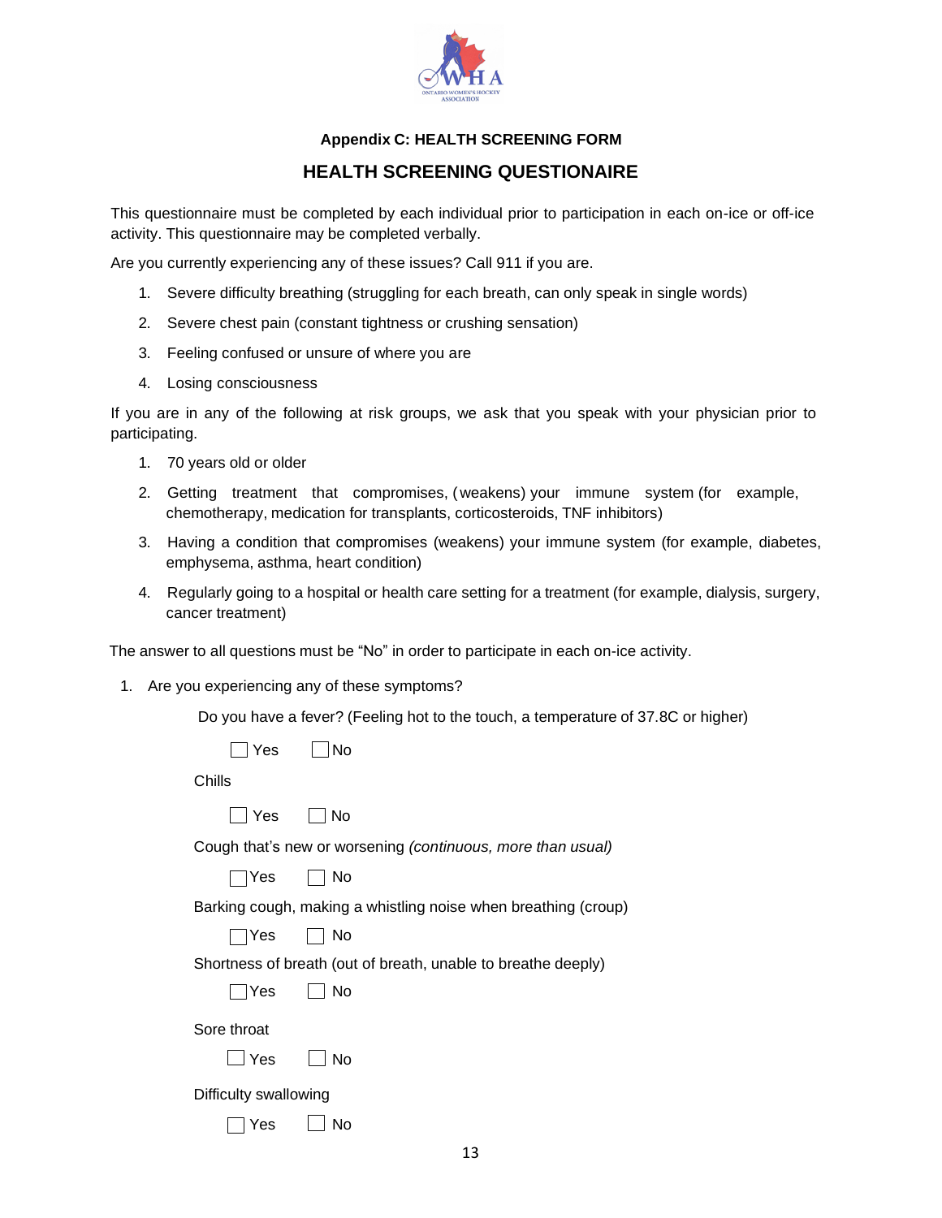**Appendix C: HEALTH SCREENING FORM**

## HEALTH SCREENING QUESTIONAIRE

This questionnaire must be completed by each individual prior to participation in each on-ice or off-ice activity. This questionnaire may be completed verbally.

Are you currently experiencing any of these issues? Call 911 if you are.

1. Severe difficulty breathing (struggling for each breath, can only speak in single words)
2. Severe chest pain (constant tightness or crushing sensation)
3. Feeling confused or unsure of where you are
4. Losing consciousness

If you are in any of the following at risk groups, we ask that you speak with your physician prior to participating.

1. 70 years old or older
2. Getting treatment that compromises, (weakens) your immune system (for example, chemotherapy, medication for transplants, corticosteroids, TNF inhibitors)
3. Having a condition that compromises (weakens) your immune system (for example, diabetes, emphysema, asthma, heart condition)
4. Regularly going to a hospital or health care setting for a treatment (for example, dialysis, surgery, cancer treatment)

The answer to all questions must be "No" in order to participate in each on-ice activity.

1. Are you experiencing any of these symptoms?

   Do you have a fever? (Feeling hot to the touch, a temperature of 37.8C or higher)

   ☐ Yes ☐ No

   Chills

   ☐ Yes ☐ No

   Cough that's new or worsening *(continuous, more than usual)*

   ☐ Yes ☐ No

   Barking cough, making a whistling noise when breathing (croup)

   ☐ Yes ☐ No

   Shortness of breath (out of breath, unable to breathe deeply)

   ☐ Yes ☐ No

   Sore throat

   ☐ Yes ☐ No

   Difficulty swallowing

   ☐ Yes ☐ No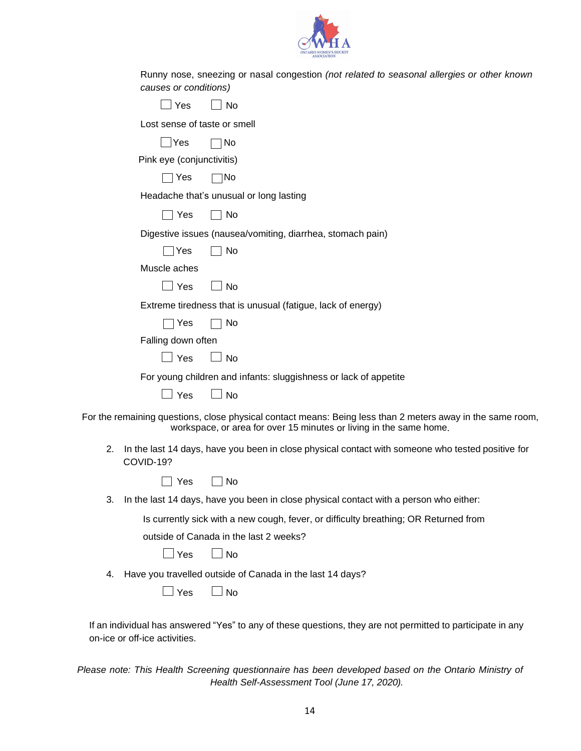Runny nose, sneezing or nasal congestion *(not related to seasonal allergies or other known causes or conditions)*

☐ Yes ☐ No

Lost sense of taste or smell

☐ Yes ☐ No

Pink eye (conjunctivitis)

☐ Yes ☐ No

Headache that's unusual or long lasting

☐ Yes ☐ No

Digestive issues (nausea/vomiting, diarrhea, stomach pain)

☐ Yes ☐ No

Muscle aches

☐ Yes ☐ No

Extreme tiredness that is unusual (fatigue, lack of energy)

☐ Yes ☐ No

Falling down often

☐ Yes ☐ No

For young children and infants: sluggishness or lack of appetite

☐ Yes ☐ No

For the remaining questions, close physical contact means: Being less than 2 meters away in the same room, workspace, or area for over 15 minutes or living in the same home.

2. In the last 14 days, have you been in close physical contact with someone who tested positive for COVID-19?

   ☐ Yes ☐ No

3. In the last 14 days, have you been in close physical contact with a person who either:

   Is currently sick with a new cough, fever, or difficulty breathing; OR Returned from outside of Canada in the last 2 weeks?

   ☐ Yes ☐ No

4. Have you travelled outside of Canada in the last 14 days?

   ☐ Yes ☐ No

If an individual has answered "Yes" to any of these questions, they are not permitted to participate in any on-ice or off-ice activities.

*Please note: This Health Screening questionnaire has been developed based on the Ontario Ministry of Health Self-Assessment Tool (June 17, 2020).*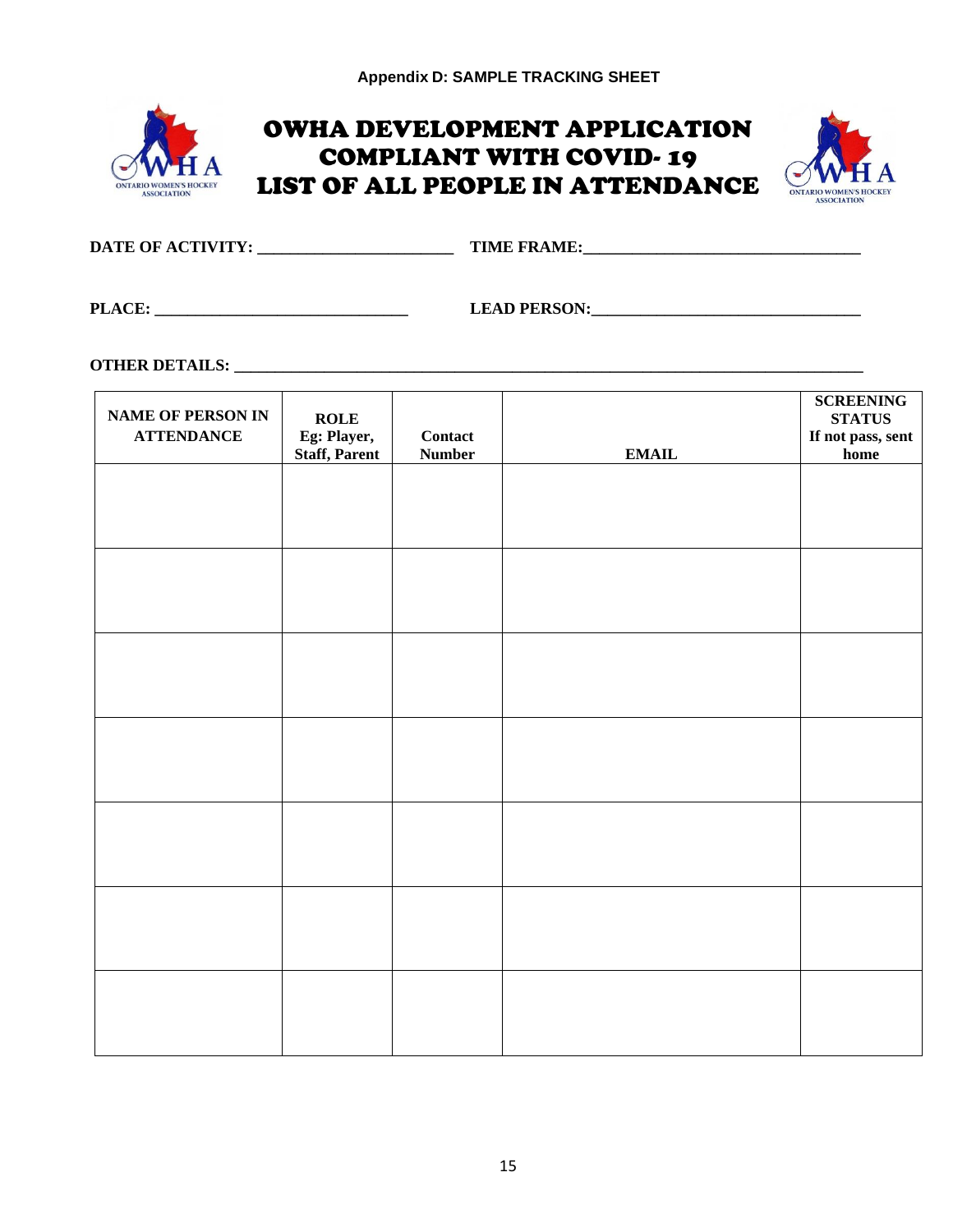**Appendix D: SAMPLE TRACKING SHEET**

# OWHA DEVELOPMENT APPLICATION COMPLIANT WITH COVID- 19 LIST OF ALL PEOPLE IN ATTENDANCE

**DATE OF ACTIVITY: ________________________ TIME FRAME:__________________________________**

**PLACE: _______________________________ LEAD PERSON:_________________________________**

**OTHER DETAILS: _______________________________________________________________________________**

| NAME OF PERSON IN ATTENDANCE | ROLE Eg: Player, Staff, Parent | Contact Number | EMAIL | SCREENING STATUS If not pass, sent home |
|---|---|---|---|---|
| | | | | |
| | | | | |
| | | | | |
| | | | | |
| | | | | |
| | | | | |
| | | | | |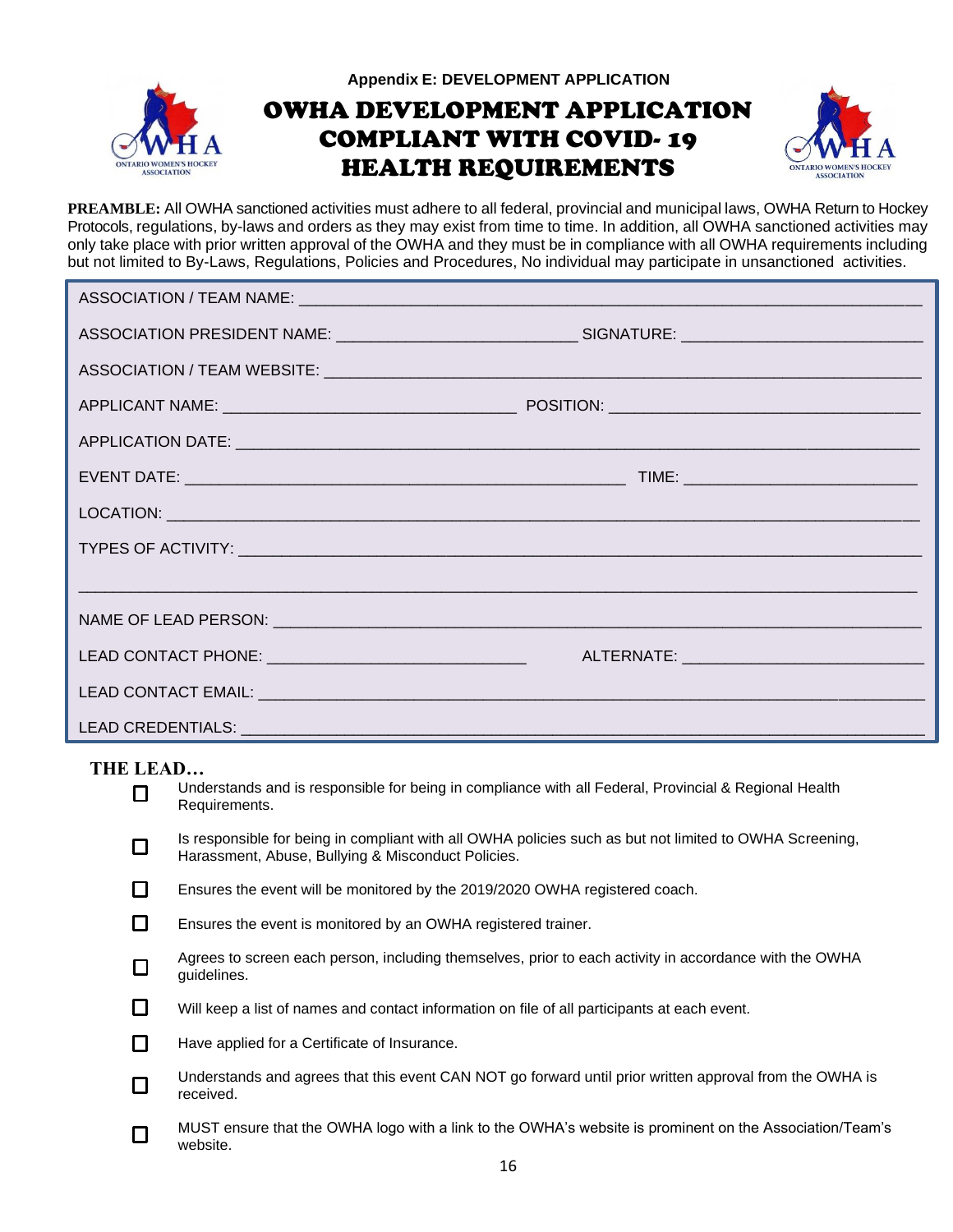**Appendix E: DEVELOPMENT APPLICATION**

# OWHA DEVELOPMENT APPLICATION COMPLIANT WITH COVID- 19 HEALTH REQUIREMENTS

**PREAMBLE:** All OWHA sanctioned activities must adhere to all federal, provincial and municipal laws, OWHA Return to Hockey Protocols, regulations, by-laws and orders as they may exist from time to time. In addition, all OWHA sanctioned activities may only take place with prior written approval of the OWHA and they must be in compliance with all OWHA requirements including but not limited to By-Laws, Regulations, Policies and Procedures, No individual may participate in unsanctioned activities.

ASSOCIATION / TEAM NAME: ___________________________________________

ASSOCIATION PRESIDENT NAME: ______________________ SIGNATURE: ______________________

ASSOCIATION / TEAM WEBSITE: ___________________________________________

APPLICANT NAME: ______________________ POSITION: ______________________

APPLICATION DATE: ___________________________________________

EVENT DATE: ______________________ TIME: ______________________

LOCATION: ___________________________________________

TYPES OF ACTIVITY: ___________________________________________

___________________________________________

NAME OF LEAD PERSON: ___________________________________________

LEAD CONTACT PHONE: ______________________ ALTERNATE: ______________________

LEAD CONTACT EMAIL: ___________________________________________

LEAD CREDENTIALS: ___________________________________________

**THE LEAD…**

- ☐ Understands and is responsible for being in compliance with all Federal, Provincial & Regional Health Requirements.
- ☐ Is responsible for being in compliant with all OWHA policies such as but not limited to OWHA Screening, Harassment, Abuse, Bullying & Misconduct Policies.
- ☐ Ensures the event will be monitored by the 2019/2020 OWHA registered coach.
- ☐ Ensures the event is monitored by an OWHA registered trainer.
- ☐ Agrees to screen each person, including themselves, prior to each activity in accordance with the OWHA guidelines.
- ☐ Will keep a list of names and contact information on file of all participants at each event.
- ☐ Have applied for a Certificate of Insurance.
- ☐ Understands and agrees that this event CAN NOT go forward until prior written approval from the OWHA is received.
- ☐ MUST ensure that the OWHA logo with a link to the OWHA's website is prominent on the Association/Team's website.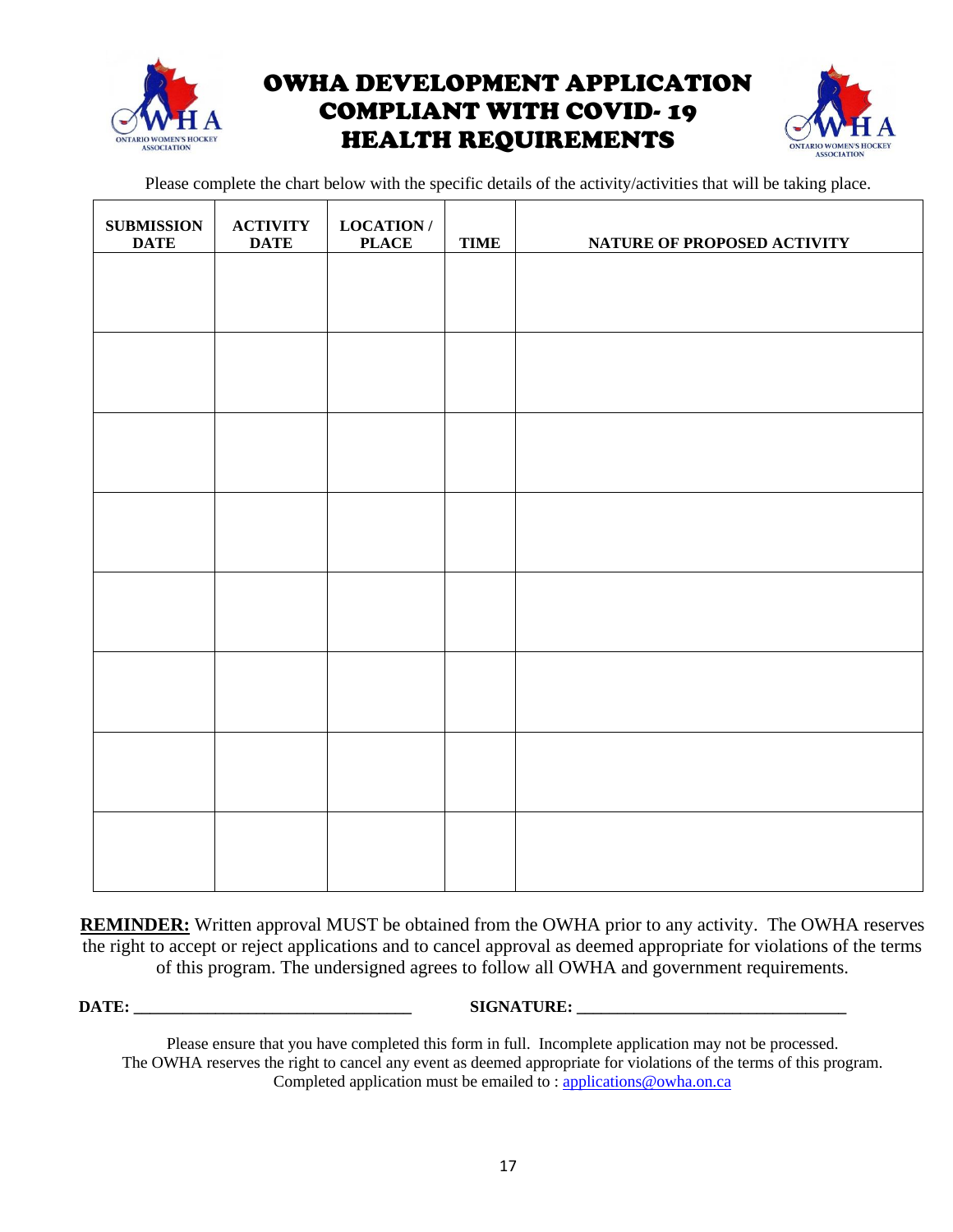# OWHA DEVELOPMENT APPLICATION COMPLIANT WITH COVID- 19 HEALTH REQUIREMENTS

Please complete the chart below with the specific details of the activity/activities that will be taking place.

| SUBMISSION DATE | ACTIVITY DATE | LOCATION / PLACE | TIME | NATURE OF PROPOSED ACTIVITY |
|---|---|---|---|---|
| | | | | |
| | | | | |
| | | | | |
| | | | | |
| | | | | |
| | | | | |
| | | | | |
| | | | | |

**REMINDER:** Written approval MUST be obtained from the OWHA prior to any activity. The OWHA reserves the right to accept or reject applications and to cancel approval as deemed appropriate for violations of the terms of this program. The undersigned agrees to follow all OWHA and government requirements.

**DATE:** ________________________________ **SIGNATURE:** ________________________________

Please ensure that you have completed this form in full. Incomplete application may not be processed.
The OWHA reserves the right to cancel any event as deemed appropriate for violations of the terms of this program.
Completed application must be emailed to : applications@owha.on.ca